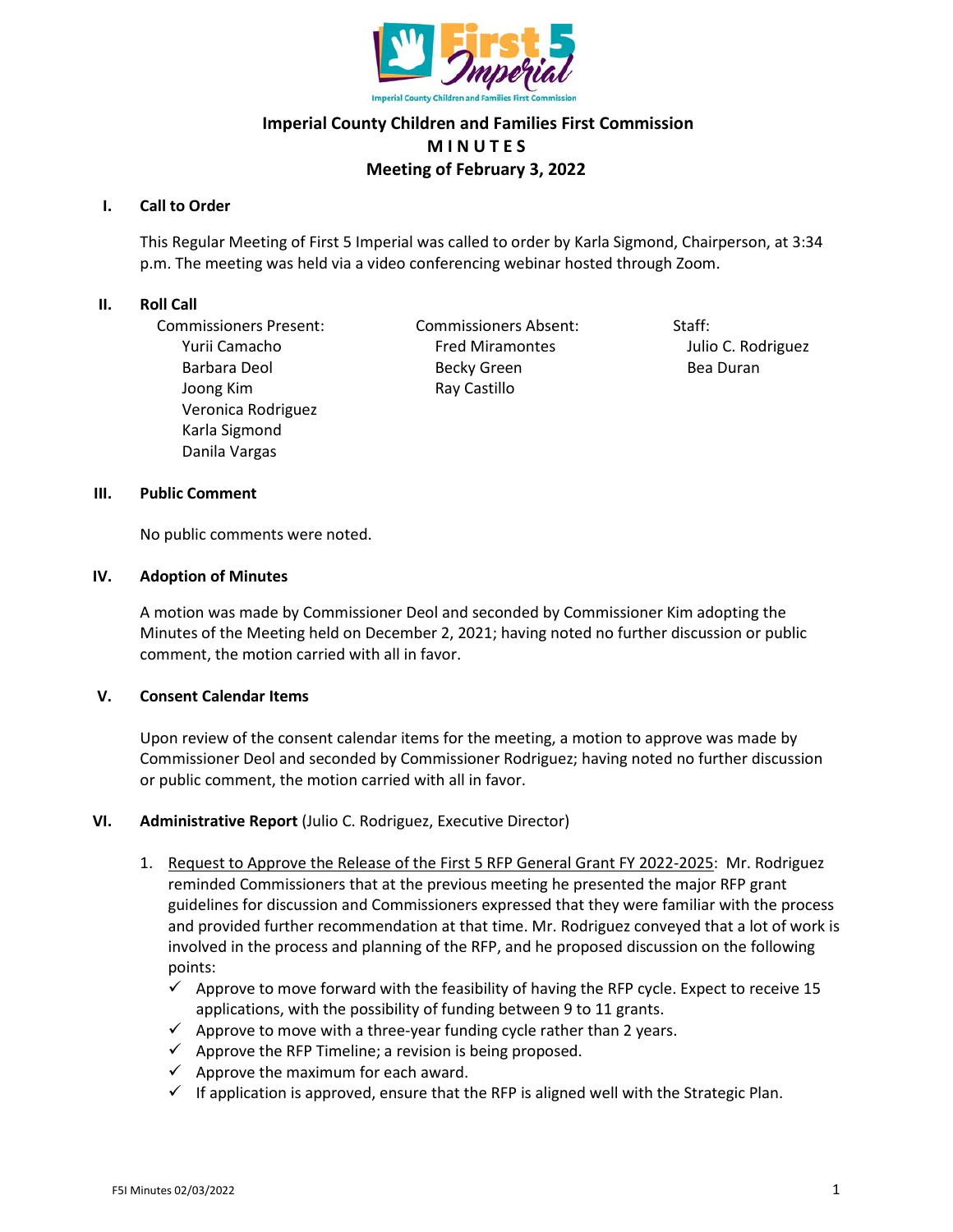# Imperial County Children and Families First Commission

## M I N U T E S

## Meeting of February 3, 2022

### I. Call to Order

This Regular Meeting of First 5 Imperial was called to order by Karla Sigmond, Chairperson, at 3:34 p.m. The meeting was held via a video conferencing webinar hosted through Zoom.

### II. Roll Call

| Commissioners Present: | Commissioners Absent: | Staff: |
|---|---|---|
| Yurii Camacho | Fred Miramontes | Julio C. Rodriguez |
| Barbara Deol | Becky Green | Bea Duran |
| Joong Kim | Ray Castillo | |
| Veronica Rodriguez | | |
| Karla Sigmond | | |
| Danila Vargas | | |

### III. Public Comment

No public comments were noted.

### IV. Adoption of Minutes

A motion was made by Commissioner Deol and seconded by Commissioner Kim adopting the Minutes of the Meeting held on December 2, 2021; having noted no further discussion or public comment, the motion carried with all in favor.

### V. Consent Calendar Items

Upon review of the consent calendar items for the meeting, a motion to approve was made by Commissioner Deol and seconded by Commissioner Rodriguez; having noted no further discussion or public comment, the motion carried with all in favor.

### VI. Administrative Report (Julio C. Rodriguez, Executive Director)

1. Request to Approve the Release of the First 5 RFP General Grant FY 2022-2025: Mr. Rodriguez reminded Commissioners that at the previous meeting he presented the major RFP grant guidelines for discussion and Commissioners expressed that they were familiar with the process and provided further recommendation at that time. Mr. Rodriguez conveyed that a lot of work is involved in the process and planning of the RFP, and he proposed discussion on the following points:
   - ✓ Approve to move forward with the feasibility of having the RFP cycle. Expect to receive 15 applications, with the possibility of funding between 9 to 11 grants.
   - ✓ Approve to move with a three-year funding cycle rather than 2 years.
   - ✓ Approve the RFP Timeline; a revision is being proposed.
   - ✓ Approve the maximum for each award.
   - ✓ If application is approved, ensure that the RFP is aligned well with the Strategic Plan.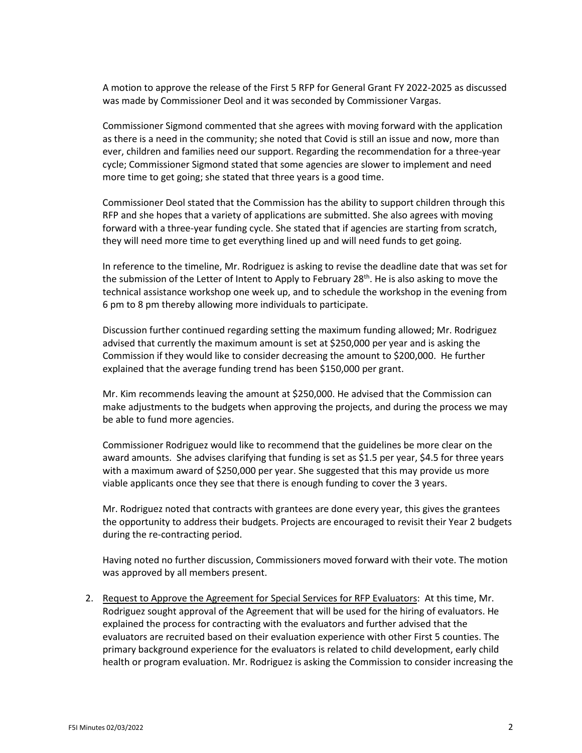A motion to approve the release of the First 5 RFP for General Grant FY 2022-2025 as discussed was made by Commissioner Deol and it was seconded by Commissioner Vargas.

Commissioner Sigmond commented that she agrees with moving forward with the application as there is a need in the community; she noted that Covid is still an issue and now, more than ever, children and families need our support. Regarding the recommendation for a three-year cycle; Commissioner Sigmond stated that some agencies are slower to implement and need more time to get going; she stated that three years is a good time.

Commissioner Deol stated that the Commission has the ability to support children through this RFP and she hopes that a variety of applications are submitted. She also agrees with moving forward with a three-year funding cycle. She stated that if agencies are starting from scratch, they will need more time to get everything lined up and will need funds to get going.

In reference to the timeline, Mr. Rodriguez is asking to revise the deadline date that was set for the submission of the Letter of Intent to Apply to February 28th. He is also asking to move the technical assistance workshop one week up, and to schedule the workshop in the evening from 6 pm to 8 pm thereby allowing more individuals to participate.

Discussion further continued regarding setting the maximum funding allowed; Mr. Rodriguez advised that currently the maximum amount is set at $250,000 per year and is asking the Commission if they would like to consider decreasing the amount to $200,000. He further explained that the average funding trend has been $150,000 per grant.

Mr. Kim recommends leaving the amount at $250,000. He advised that the Commission can make adjustments to the budgets when approving the projects, and during the process we may be able to fund more agencies.

Commissioner Rodriguez would like to recommend that the guidelines be more clear on the award amounts. She advises clarifying that funding is set as $1.5 per year, $4.5 for three years with a maximum award of $250,000 per year. She suggested that this may provide us more viable applicants once they see that there is enough funding to cover the 3 years.

Mr. Rodriguez noted that contracts with grantees are done every year, this gives the grantees the opportunity to address their budgets. Projects are encouraged to revisit their Year 2 budgets during the re-contracting period.

Having noted no further discussion, Commissioners moved forward with their vote. The motion was approved by all members present.

2. Request to Approve the Agreement for Special Services for RFP Evaluators: At this time, Mr. Rodriguez sought approval of the Agreement that will be used for the hiring of evaluators. He explained the process for contracting with the evaluators and further advised that the evaluators are recruited based on their evaluation experience with other First 5 counties. The primary background experience for the evaluators is related to child development, early child health or program evaluation. Mr. Rodriguez is asking the Commission to consider increasing the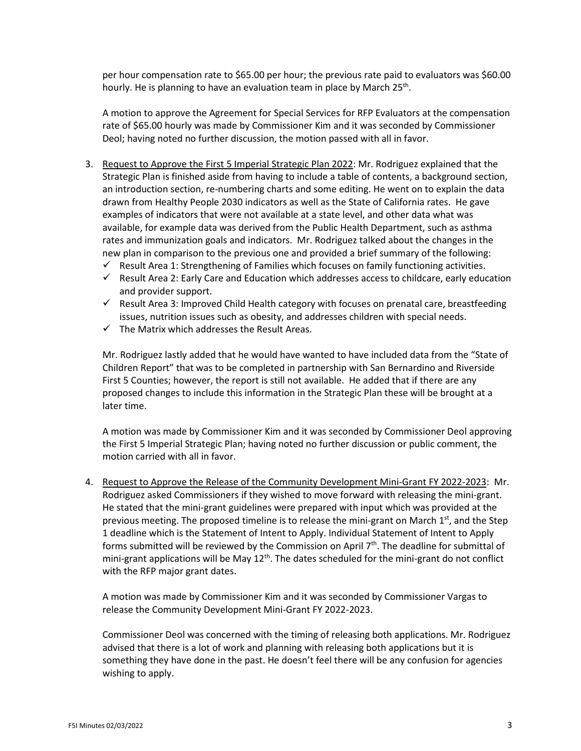per hour compensation rate to $65.00 per hour; the previous rate paid to evaluators was $60.00 hourly. He is planning to have an evaluation team in place by March 25th.

A motion to approve the Agreement for Special Services for RFP Evaluators at the compensation rate of $65.00 hourly was made by Commissioner Kim and it was seconded by Commissioner Deol; having noted no further discussion, the motion passed with all in favor.

3. Request to Approve the First 5 Imperial Strategic Plan 2022: Mr. Rodriguez explained that the Strategic Plan is finished aside from having to include a table of contents, a background section, an introduction section, re-numbering charts and some editing. He went on to explain the data drawn from Healthy People 2030 indicators as well as the State of California rates. He gave examples of indicators that were not available at a state level, and other data what was available, for example data was derived from the Public Health Department, such as asthma rates and immunization goals and indicators. Mr. Rodriguez talked about the changes in the new plan in comparison to the previous one and provided a brief summary of the following:
   - ✓ Result Area 1: Strengthening of Families which focuses on family functioning activities.
   - ✓ Result Area 2: Early Care and Education which addresses access to childcare, early education and provider support.
   - ✓ Result Area 3: Improved Child Health category with focuses on prenatal care, breastfeeding issues, nutrition issues such as obesity, and addresses children with special needs.
   - ✓ The Matrix which addresses the Result Areas.

   Mr. Rodriguez lastly added that he would have wanted to have included data from the "State of Children Report" that was to be completed in partnership with San Bernardino and Riverside First 5 Counties; however, the report is still not available. He added that if there are any proposed changes to include this information in the Strategic Plan these will be brought at a later time.

   A motion was made by Commissioner Kim and it was seconded by Commissioner Deol approving the First 5 Imperial Strategic Plan; having noted no further discussion or public comment, the motion carried with all in favor.

4. Request to Approve the Release of the Community Development Mini-Grant FY 2022-2023: Mr. Rodriguez asked Commissioners if they wished to move forward with releasing the mini-grant. He stated that the mini-grant guidelines were prepared with input which was provided at the previous meeting. The proposed timeline is to release the mini-grant on March 1st, and the Step 1 deadline which is the Statement of Intent to Apply. Individual Statement of Intent to Apply forms submitted will be reviewed by the Commission on April 7th. The deadline for submittal of mini-grant applications will be May 12th. The dates scheduled for the mini-grant do not conflict with the RFP major grant dates.

   A motion was made by Commissioner Kim and it was seconded by Commissioner Vargas to release the Community Development Mini-Grant FY 2022-2023.

   Commissioner Deol was concerned with the timing of releasing both applications. Mr. Rodriguez advised that there is a lot of work and planning with releasing both applications but it is something they have done in the past. He doesn't feel there will be any confusion for agencies wishing to apply.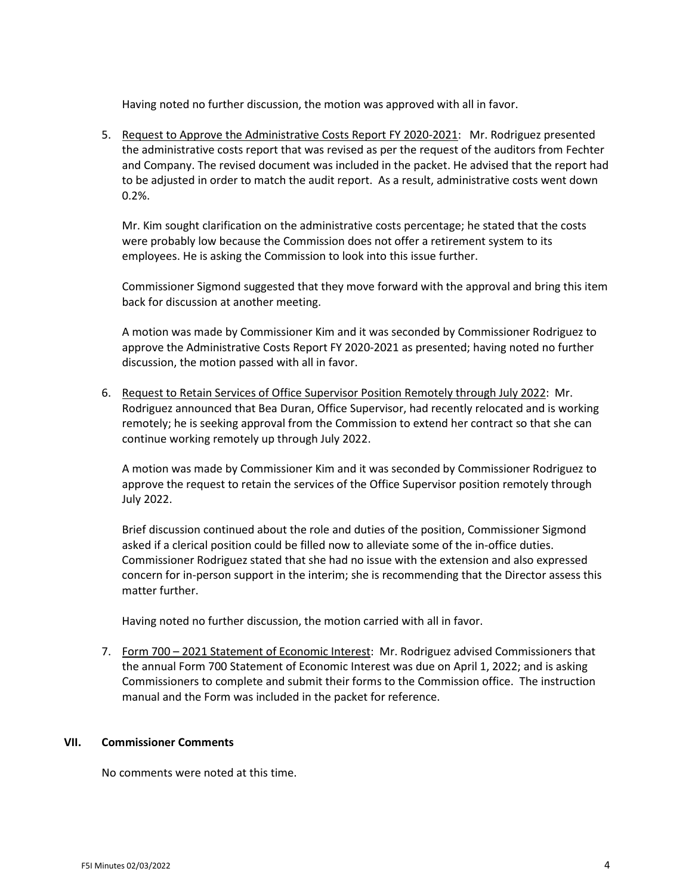Having noted no further discussion, the motion was approved with all in favor.

5. <u>Request to Approve the Administrative Costs Report FY 2020-2021</u>: Mr. Rodriguez presented the administrative costs report that was revised as per the request of the auditors from Fechter and Company. The revised document was included in the packet. He advised that the report had to be adjusted in order to match the audit report. As a result, administrative costs went down 0.2%.

   Mr. Kim sought clarification on the administrative costs percentage; he stated that the costs were probably low because the Commission does not offer a retirement system to its employees. He is asking the Commission to look into this issue further.

   Commissioner Sigmond suggested that they move forward with the approval and bring this item back for discussion at another meeting.

   A motion was made by Commissioner Kim and it was seconded by Commissioner Rodriguez to approve the Administrative Costs Report FY 2020-2021 as presented; having noted no further discussion, the motion passed with all in favor.

6. <u>Request to Retain Services of Office Supervisor Position Remotely through July 2022</u>: Mr. Rodriguez announced that Bea Duran, Office Supervisor, had recently relocated and is working remotely; he is seeking approval from the Commission to extend her contract so that she can continue working remotely up through July 2022.

   A motion was made by Commissioner Kim and it was seconded by Commissioner Rodriguez to approve the request to retain the services of the Office Supervisor position remotely through July 2022.

   Brief discussion continued about the role and duties of the position, Commissioner Sigmond asked if a clerical position could be filled now to alleviate some of the in-office duties. Commissioner Rodriguez stated that she had no issue with the extension and also expressed concern for in-person support in the interim; she is recommending that the Director assess this matter further.

   Having noted no further discussion, the motion carried with all in favor.

7. <u>Form 700 – 2021 Statement of Economic Interest</u>: Mr. Rodriguez advised Commissioners that the annual Form 700 Statement of Economic Interest was due on April 1, 2022; and is asking Commissioners to complete and submit their forms to the Commission office. The instruction manual and the Form was included in the packet for reference.

## VII. Commissioner Comments

No comments were noted at this time.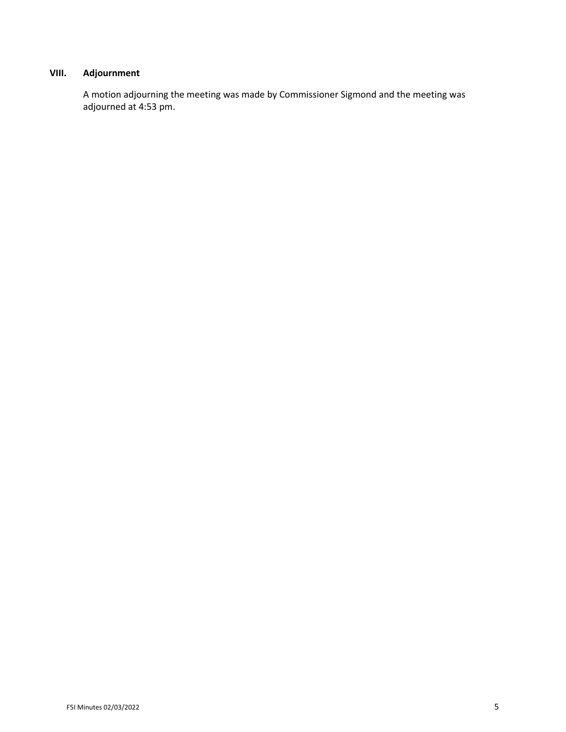## VIII. Adjournment

A motion adjourning the meeting was made by Commissioner Sigmond and the meeting was adjourned at 4:53 pm.